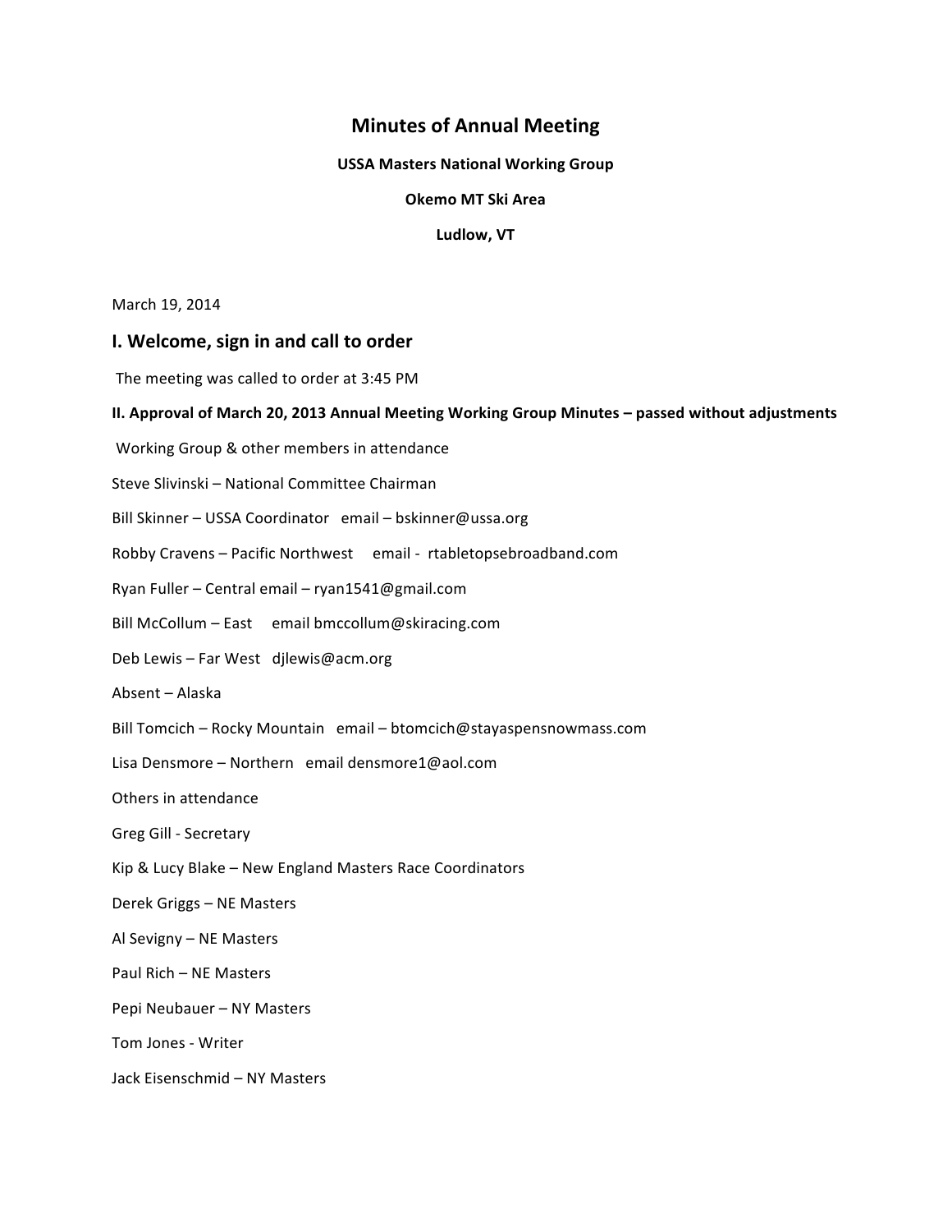# Minutes of Annual Meeting

**USSA Masters National Working Group**

**Okemo MT Ski Area**

**Ludlow, VT**

March 19, 2014

## I. Welcome, sign in and call to order

The meeting was called to order at 3:45 PM

**II. Approval of March 20, 2013 Annual Meeting Working Group Minutes – passed without adjustments**

Working Group & other members in attendance

Steve Slivinski – National Committee Chairman

Bill Skinner – USSA Coordinator email – bskinner@ussa.org

Robby Cravens – Pacific Northwest email - rtabletopsebroadband.com

Ryan Fuller – Central email – ryan1541@gmail.com

Bill McCollum – East email bmccollum@skiracing.com

Deb Lewis – Far West djlewis@acm.org

Absent – Alaska

Bill Tomcich – Rocky Mountain email – btomcich@stayaspensnowmass.com

Lisa Densmore – Northern email densmore1@aol.com

Others in attendance

Greg Gill - Secretary

Kip & Lucy Blake – New England Masters Race Coordinators

Derek Griggs – NE Masters

Al Sevigny – NE Masters

Paul Rich – NE Masters

Pepi Neubauer – NY Masters

Tom Jones - Writer

Jack Eisenschmid – NY Masters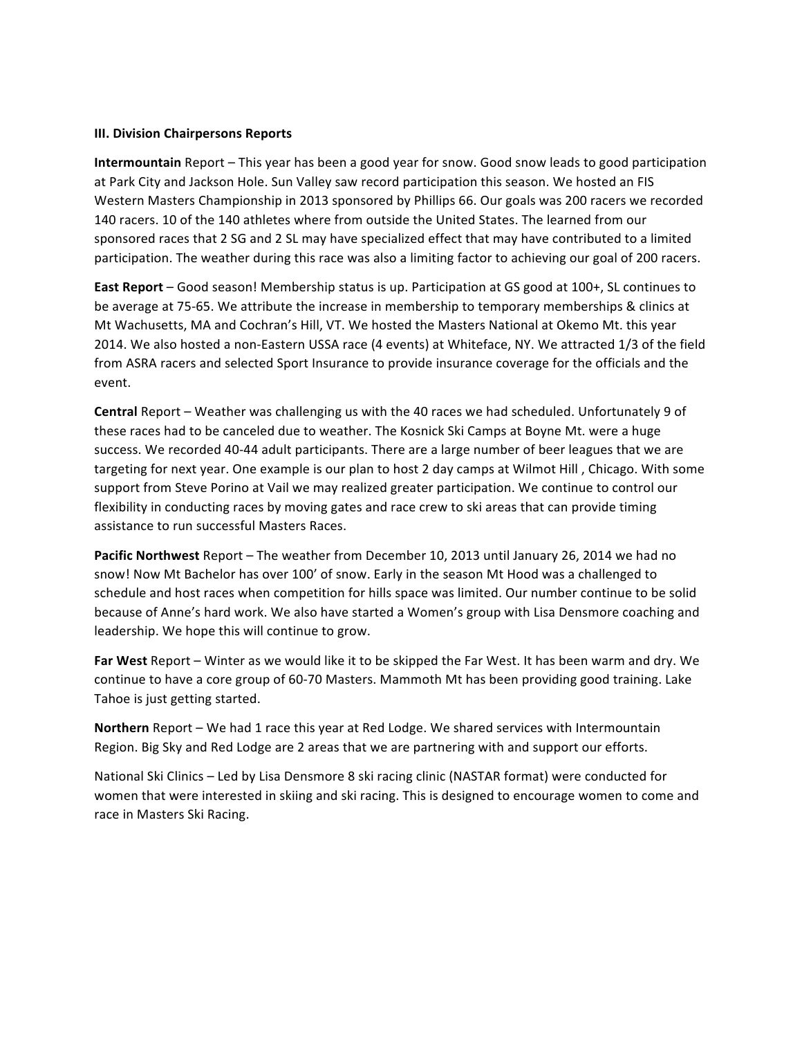**III. Division Chairpersons Reports**

**Intermountain** Report – This year has been a good year for snow. Good snow leads to good participation at Park City and Jackson Hole. Sun Valley saw record participation this season. We hosted an FIS Western Masters Championship in 2013 sponsored by Phillips 66. Our goals was 200 racers we recorded 140 racers. 10 of the 140 athletes where from outside the United States. The learned from our sponsored races that 2 SG and 2 SL may have specialized effect that may have contributed to a limited participation. The weather during this race was also a limiting factor to achieving our goal of 200 racers.

**East Report** – Good season! Membership status is up. Participation at GS good at 100+, SL continues to be average at 75-65. We attribute the increase in membership to temporary memberships & clinics at Mt Wachusetts, MA and Cochran's Hill, VT. We hosted the Masters National at Okemo Mt. this year 2014. We also hosted a non-Eastern USSA race (4 events) at Whiteface, NY. We attracted 1/3 of the field from ASRA racers and selected Sport Insurance to provide insurance coverage for the officials and the event.

**Central** Report – Weather was challenging us with the 40 races we had scheduled. Unfortunately 9 of these races had to be canceled due to weather. The Kosnick Ski Camps at Boyne Mt. were a huge success. We recorded 40-44 adult participants. There are a large number of beer leagues that we are targeting for next year. One example is our plan to host 2 day camps at Wilmot Hill , Chicago. With some support from Steve Porino at Vail we may realized greater participation. We continue to control our flexibility in conducting races by moving gates and race crew to ski areas that can provide timing assistance to run successful Masters Races.

**Pacific Northwest** Report – The weather from December 10, 2013 until January 26, 2014 we had no snow! Now Mt Bachelor has over 100' of snow. Early in the season Mt Hood was a challenged to schedule and host races when competition for hills space was limited. Our number continue to be solid because of Anne's hard work. We also have started a Women's group with Lisa Densmore coaching and leadership. We hope this will continue to grow.

**Far West** Report – Winter as we would like it to be skipped the Far West. It has been warm and dry. We continue to have a core group of 60-70 Masters. Mammoth Mt has been providing good training. Lake Tahoe is just getting started.

**Northern** Report – We had 1 race this year at Red Lodge. We shared services with Intermountain Region. Big Sky and Red Lodge are 2 areas that we are partnering with and support our efforts.

National Ski Clinics – Led by Lisa Densmore 8 ski racing clinic (NASTAR format) were conducted for women that were interested in skiing and ski racing. This is designed to encourage women to come and race in Masters Ski Racing.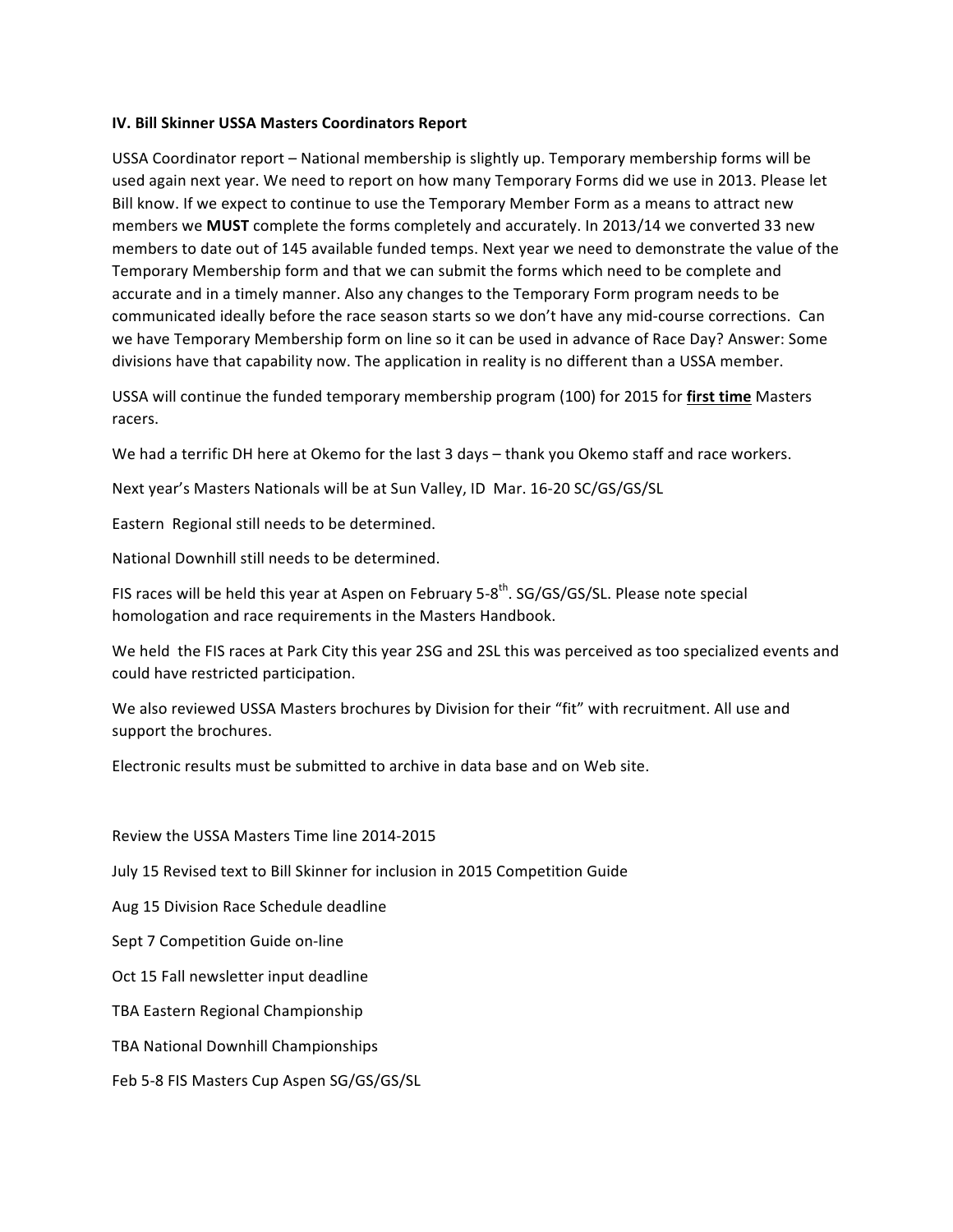**IV. Bill Skinner USSA Masters Coordinators Report**

USSA Coordinator report – National membership is slightly up. Temporary membership forms will be used again next year. We need to report on how many Temporary Forms did we use in 2013. Please let Bill know. If we expect to continue to use the Temporary Member Form as a means to attract new members we **MUST** complete the forms completely and accurately. In 2013/14 we converted 33 new members to date out of 145 available funded temps. Next year we need to demonstrate the value of the Temporary Membership form and that we can submit the forms which need to be complete and accurate and in a timely manner. Also any changes to the Temporary Form program needs to be communicated ideally before the race season starts so we don't have any mid-course corrections. Can we have Temporary Membership form on line so it can be used in advance of Race Day? Answer: Some divisions have that capability now. The application in reality is no different than a USSA member.

USSA will continue the funded temporary membership program (100) for 2015 for **first time** Masters racers.

We had a terrific DH here at Okemo for the last 3 days – thank you Okemo staff and race workers.

Next year's Masters Nationals will be at Sun Valley, ID Mar. 16-20 SC/GS/GS/SL

Eastern Regional still needs to be determined.

National Downhill still needs to be determined.

FIS races will be held this year at Aspen on February 5-8th. SG/GS/GS/SL. Please note special homologation and race requirements in the Masters Handbook.

We held the FIS races at Park City this year 2SG and 2SL this was perceived as too specialized events and could have restricted participation.

We also reviewed USSA Masters brochures by Division for their "fit" with recruitment. All use and support the brochures.

Electronic results must be submitted to archive in data base and on Web site.

Review the USSA Masters Time line 2014-2015

July 15 Revised text to Bill Skinner for inclusion in 2015 Competition Guide

Aug 15 Division Race Schedule deadline

Sept 7 Competition Guide on-line

Oct 15 Fall newsletter input deadline

TBA Eastern Regional Championship

TBA National Downhill Championships

Feb 5-8 FIS Masters Cup Aspen SG/GS/GS/SL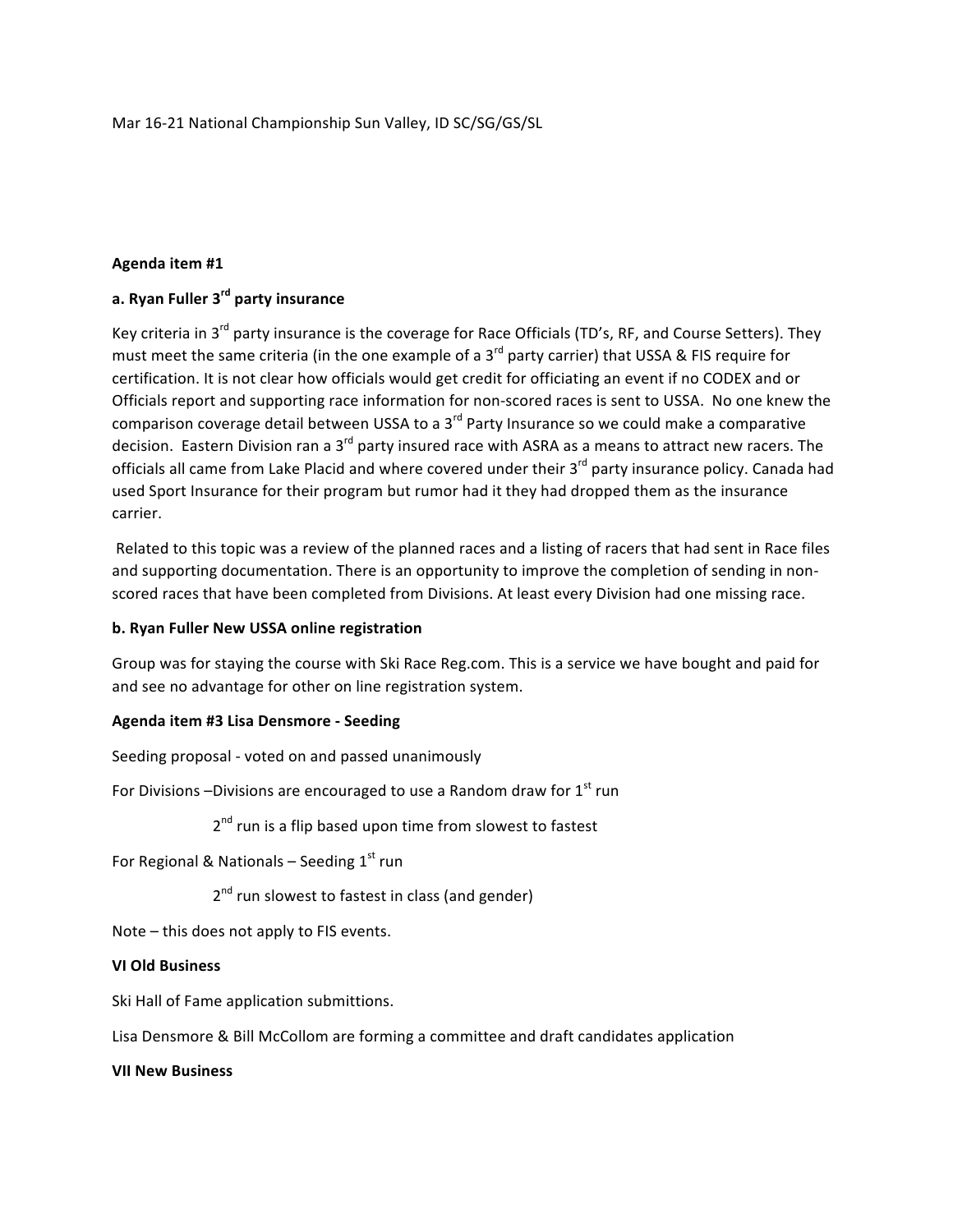Mar 16-21 National Championship Sun Valley, ID SC/SG/GS/SL

**Agenda item #1**

**a. Ryan Fuller 3rd party insurance**

Key criteria in 3rd party insurance is the coverage for Race Officials (TD's, RF, and Course Setters). They must meet the same criteria (in the one example of a 3rd party carrier) that USSA & FIS require for certification. It is not clear how officials would get credit for officiating an event if no CODEX and or Officials report and supporting race information for non-scored races is sent to USSA. No one knew the comparison coverage detail between USSA to a 3rd Party Insurance so we could make a comparative decision. Eastern Division ran a 3rd party insured race with ASRA as a means to attract new racers. The officials all came from Lake Placid and where covered under their 3rd party insurance policy. Canada had used Sport Insurance for their program but rumor had it they had dropped them as the insurance carrier.

Related to this topic was a review of the planned races and a listing of racers that had sent in Race files and supporting documentation. There is an opportunity to improve the completion of sending in non-scored races that have been completed from Divisions. At least every Division had one missing race.

**b. Ryan Fuller New USSA online registration**

Group was for staying the course with Ski Race Reg.com. This is a service we have bought and paid for and see no advantage for other on line registration system.

**Agenda item #3 Lisa Densmore - Seeding**

Seeding proposal - voted on and passed unanimously

For Divisions –Divisions are encouraged to use a Random draw for 1st run

2nd run is a flip based upon time from slowest to fastest

For Regional & Nationals – Seeding 1st run

2nd run slowest to fastest in class (and gender)

Note – this does not apply to FIS events.

**VI Old Business**

Ski Hall of Fame application submittions.

Lisa Densmore & Bill McCollom are forming a committee and draft candidates application

**VII New Business**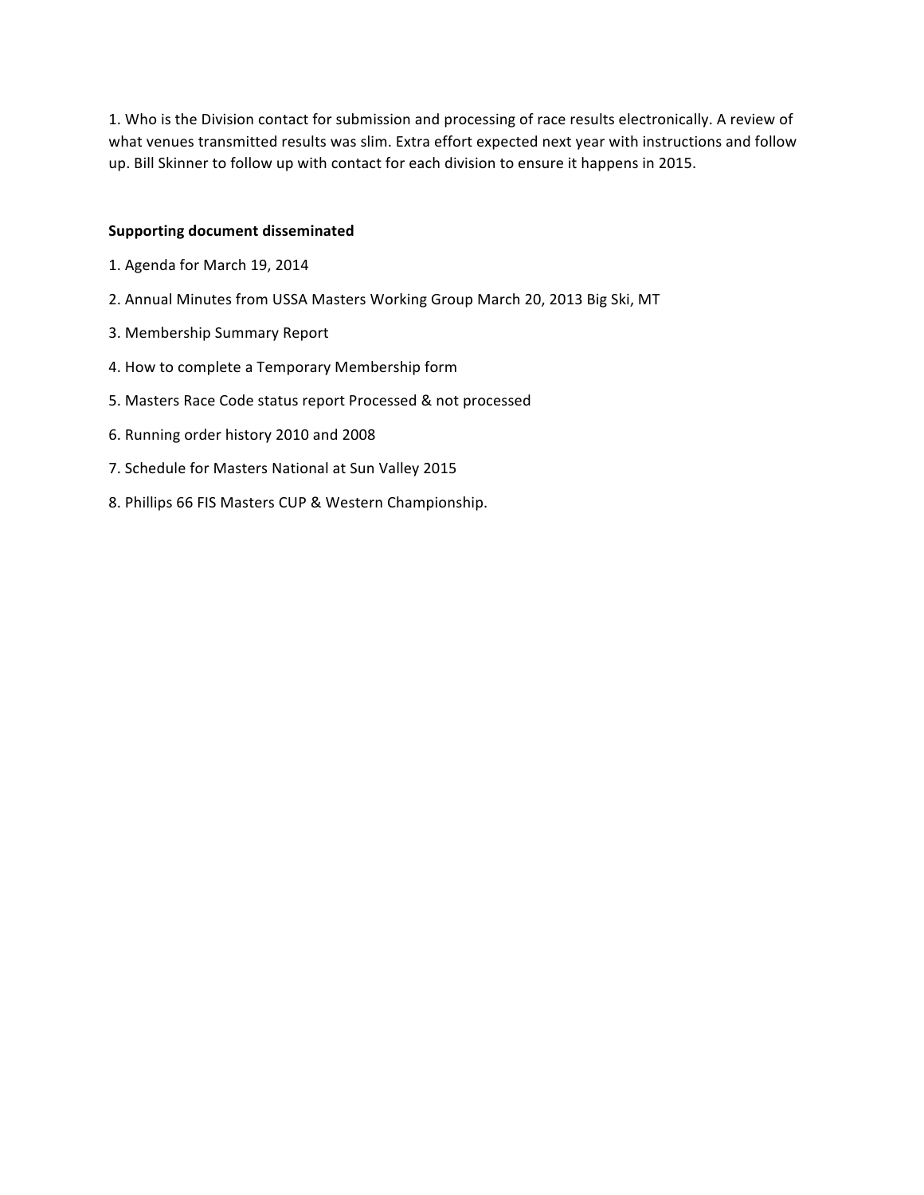1. Who is the Division contact for submission and processing of race results electronically. A review of what venues transmitted results was slim. Extra effort expected next year with instructions and follow up. Bill Skinner to follow up with contact for each division to ensure it happens in 2015.

**Supporting document disseminated**

1. Agenda for March 19, 2014
2. Annual Minutes from USSA Masters Working Group March 20, 2013 Big Ski, MT
3. Membership Summary Report
4. How to complete a Temporary Membership form
5. Masters Race Code status report Processed & not processed
6. Running order history 2010 and 2008
7. Schedule for Masters National at Sun Valley 2015
8. Phillips 66 FIS Masters CUP & Western Championship.